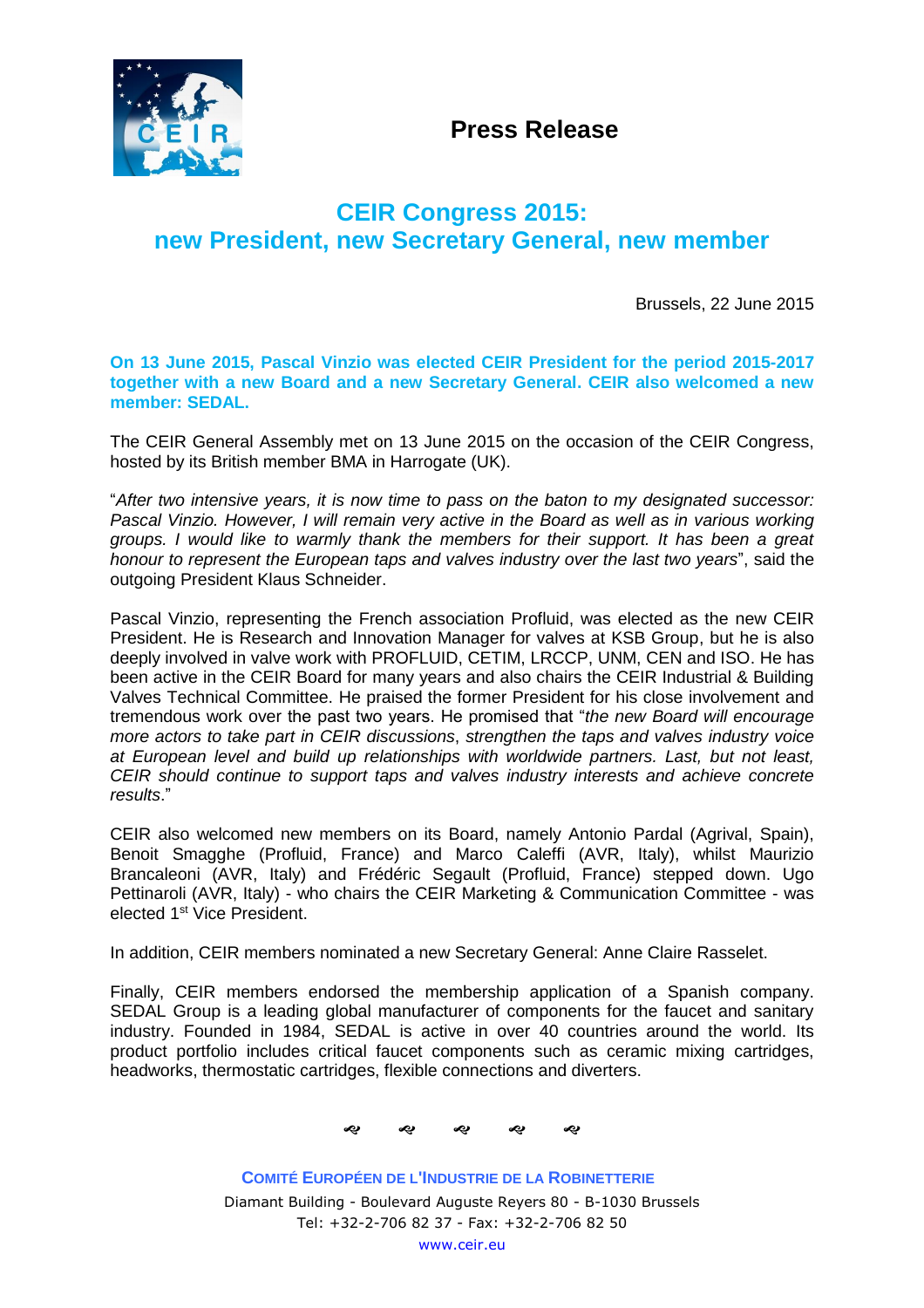# Press Release

## CEIR Congress 2015:
## new President, new Secretary General, new member

Brussels, 22 June 2015

**On 13 June 2015, Pascal Vinzio was elected CEIR President for the period 2015-2017 together with a new Board and a new Secretary General. CEIR also welcomed a new member: SEDAL.**

The CEIR General Assembly met on 13 June 2015 on the occasion of the CEIR Congress, hosted by its British member BMA in Harrogate (UK).

"*After two intensive years, it is now time to pass on the baton to my designated successor: Pascal Vinzio. However, I will remain very active in the Board as well as in various working groups. I would like to warmly thank the members for their support. It has been a great honour to represent the European taps and valves industry over the last two years*", said the outgoing President Klaus Schneider.

Pascal Vinzio, representing the French association Profluid, was elected as the new CEIR President. He is Research and Innovation Manager for valves at KSB Group, but he is also deeply involved in valve work with PROFLUID, CETIM, LRCCP, UNM, CEN and ISO. He has been active in the CEIR Board for many years and also chairs the CEIR Industrial & Building Valves Technical Committee. He praised the former President for his close involvement and tremendous work over the past two years. He promised that "*the new Board will encourage more actors to take part in CEIR discussions*, *strengthen the taps and valves industry voice at European level and build up relationships with worldwide partners. Last, but not least, CEIR should continue to support taps and valves industry interests and achieve concrete results*."

CEIR also welcomed new members on its Board, namely Antonio Pardal (Agrival, Spain), Benoit Smagghe (Profluid, France) and Marco Caleffi (AVR, Italy), whilst Maurizio Brancaleoni (AVR, Italy) and Frédéric Segault (Profluid, France) stepped down. Ugo Pettinaroli (AVR, Italy) - who chairs the CEIR Marketing & Communication Committee - was elected 1st Vice President.

In addition, CEIR members nominated a new Secretary General: Anne Claire Rasselet.

Finally, CEIR members endorsed the membership application of a Spanish company. SEDAL Group is a leading global manufacturer of components for the faucet and sanitary industry. Founded in 1984, SEDAL is active in over 40 countries around the world. Its product portfolio includes critical faucet components such as ceramic mixing cartridges, headworks, thermostatic cartridges, flexible connections and diverters.

**COMITÉ EUROPÉEN DE L'INDUSTRIE DE LA ROBINETTERIE**
Diamant Building - Boulevard Auguste Reyers 80 - B-1030 Brussels
Tel: +32-2-706 82 37 - Fax: +32-2-706 82 50
www.ceir.eu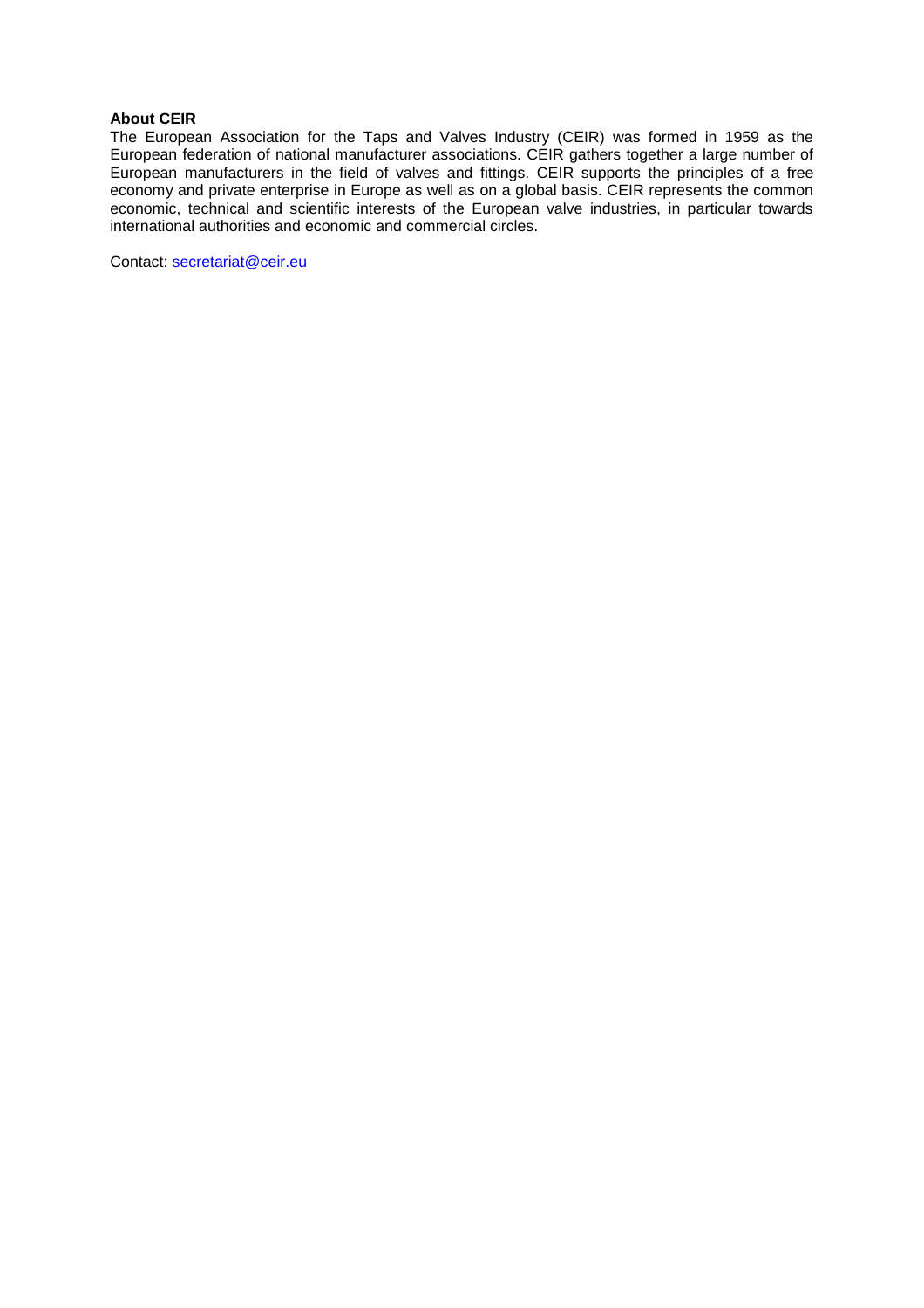**About CEIR**

The European Association for the Taps and Valves Industry (CEIR) was formed in 1959 as the European federation of national manufacturer associations. CEIR gathers together a large number of European manufacturers in the field of valves and fittings. CEIR supports the principles of a free economy and private enterprise in Europe as well as on a global basis. CEIR represents the common economic, technical and scientific interests of the European valve industries, in particular towards international authorities and economic and commercial circles.

Contact: secretariat@ceir.eu